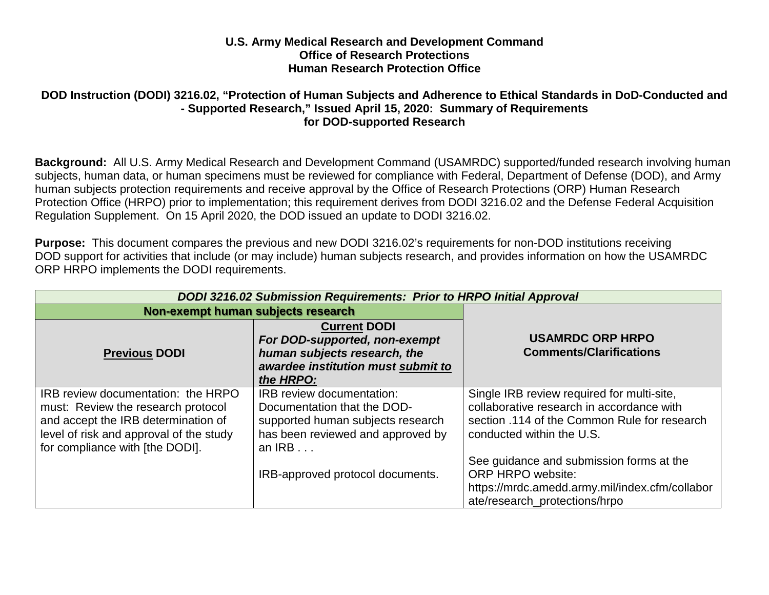**U.S. Army Medical Research and Development Command**
**Office of Research Protections**
**Human Research Protection Office**

# DOD Instruction (DODI) 3216.02, "Protection of Human Subjects and Adherence to Ethical Standards in DoD-Conducted and - Supported Research," Issued April 15, 2020: Summary of Requirements for DOD-supported Research

**Background:** All U.S. Army Medical Research and Development Command (USAMRDC) supported/funded research involving human subjects, human data, or human specimens must be reviewed for compliance with Federal, Department of Defense (DOD), and Army human subjects protection requirements and receive approval by the Office of Research Protections (ORP) Human Research Protection Office (HRPO) prior to implementation; this requirement derives from DODI 3216.02 and the Defense Federal Acquisition Regulation Supplement. On 15 April 2020, the DOD issued an update to DODI 3216.02.

**Purpose:** This document compares the previous and new DODI 3216.02's requirements for non-DOD institutions receiving DOD support for activities that include (or may include) human subjects research, and provides information on how the USAMRDC ORP HRPO implements the DODI requirements.

| ***DODI 3216.02 Submission Requirements: Prior to HRPO Initial Approval*** | | |
|---|---|---|
| **Non-exempt human subjects research** | | **USAMRDC ORP HRPO Comments/Clarifications** |
| **Previous DODI** | **Current DODI** ***For DOD-supported, non-exempt human subjects research, the awardee institution must submit to the HRPO:*** | |
| IRB review documentation: the HRPO must: Review the research protocol and accept the IRB determination of level of risk and approval of the study for compliance with [the DODI]. | IRB review documentation: Documentation that the DOD-supported human subjects research has been reviewed and approved by an IRB . . .<br><br>IRB-approved protocol documents. | Single IRB review required for multi-site, collaborative research in accordance with section .114 of the Common Rule for research conducted within the U.S.<br><br>See guidance and submission forms at the ORP HRPO website: https://mrdc.amedd.army.mil/index.cfm/collaborate/research_protections/hrpo |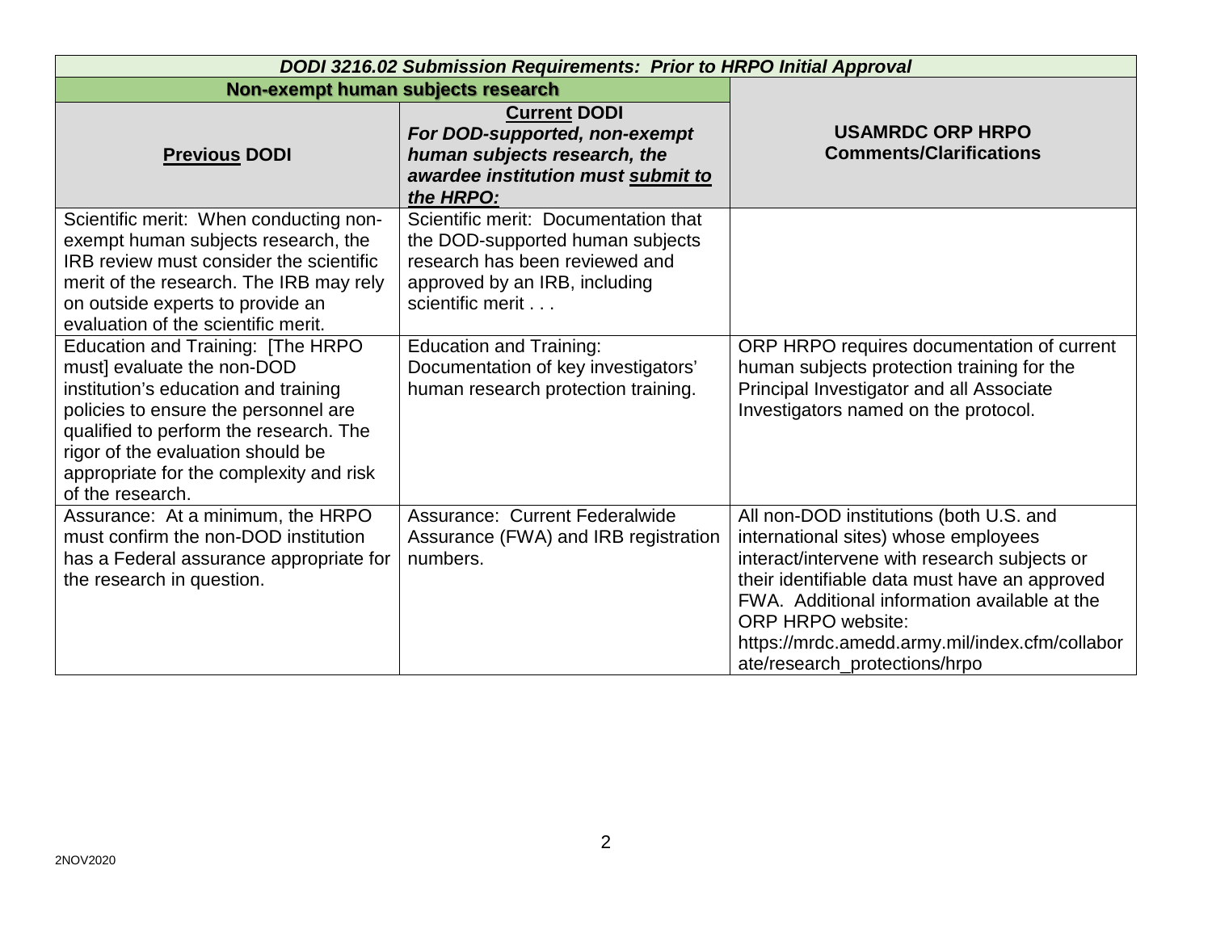| *DODI 3216.02 Submission Requirements: Prior to HRPO Initial Approval* | | |
|---|---|---|
| **Non-exempt human subjects research** | | |
| **Previous DODI** | **Current DODI** ***For DOD-supported, non-exempt human subjects research, the awardee institution must submit to the HRPO:*** | **USAMRDC ORP HRPO Comments/Clarifications** |
| Scientific merit: When conducting non-exempt human subjects research, the IRB review must consider the scientific merit of the research. The IRB may rely on outside experts to provide an evaluation of the scientific merit. | Scientific merit: Documentation that the DOD-supported human subjects research has been reviewed and approved by an IRB, including scientific merit . . . | |
| Education and Training: [The HRPO must] evaluate the non-DOD institution's education and training policies to ensure the personnel are qualified to perform the research. The rigor of the evaluation should be appropriate for the complexity and risk of the research. | Education and Training: Documentation of key investigators' human research protection training. | ORP HRPO requires documentation of current human subjects protection training for the Principal Investigator and all Associate Investigators named on the protocol. |
| Assurance: At a minimum, the HRPO must confirm the non-DOD institution has a Federal assurance appropriate for the research in question. | Assurance: Current Federalwide Assurance (FWA) and IRB registration numbers. | All non-DOD institutions (both U.S. and international sites) whose employees interact/intervene with research subjects or their identifiable data must have an approved FWA. Additional information available at the ORP HRPO website: https://mrdc.amedd.army.mil/index.cfm/collaborate/research_protections/hrpo |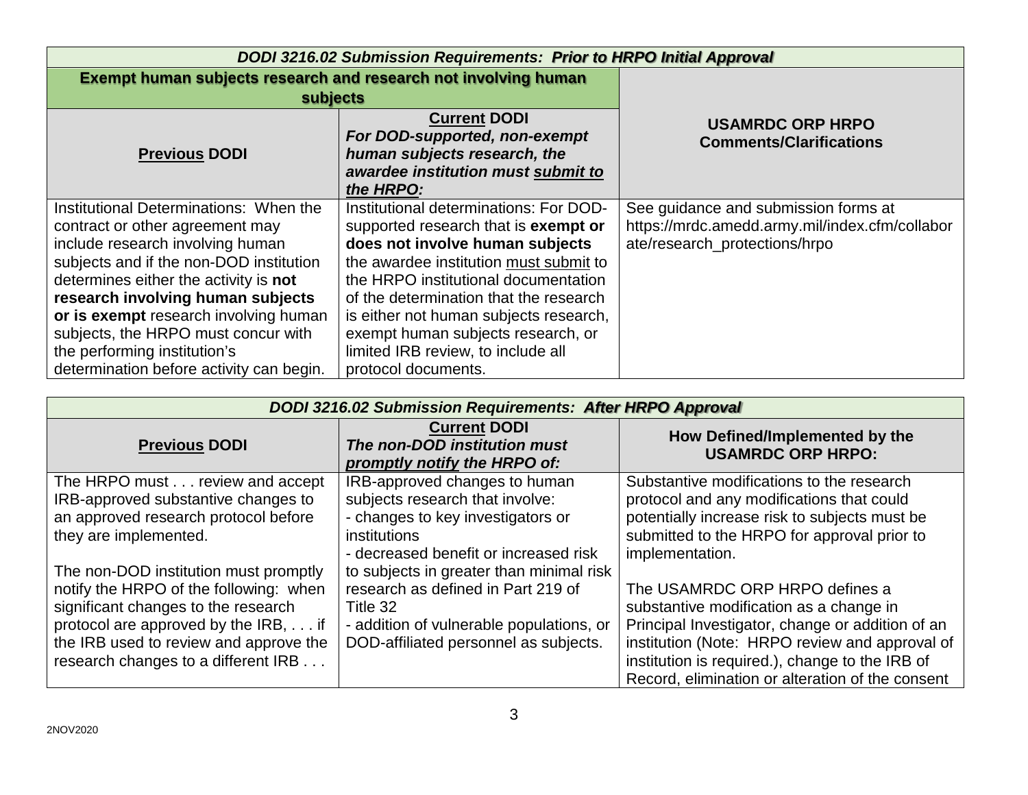| *DODI 3216.02 Submission Requirements:* ***Prior to HRPO Initial Approval*** | | |
|---|---|---|
| **Exempt human subjects research and research not involving human subjects** | | **USAMRDC ORP HRPO Comments/Clarifications** |
| **Previous DODI** | **Current DODI** ***For DOD-supported, non-exempt human subjects research, the awardee institution must submit to the HRPO:*** | |
| Institutional Determinations: When the contract or other agreement may include research involving human subjects and if the non-DOD institution determines either the activity is **not research involving human subjects or is exempt** research involving human subjects, the HRPO must concur with the performing institution's determination before activity can begin. | Institutional determinations: For DOD-supported research that is **exempt or does not involve human subjects** the awardee institution must submit to the HRPO institutional documentation of the determination that the research is either not human subjects research, exempt human subjects research, or limited IRB review, to include all protocol documents. | See guidance and submission forms at https://mrdc.amedd.army.mil/index.cfm/collaborate/research_protections/hrpo |

| *DODI 3216.02 Submission Requirements:* ***After HRPO Approval*** | | |
|---|---|---|
| **Previous DODI** | **Current DODI** ***The non-DOD institution must promptly notify the HRPO of:*** | **How Defined/Implemented by the USAMRDC ORP HRPO:** |
| The HRPO must . . . review and accept IRB-approved substantive changes to an approved research protocol before they are implemented.<br><br>The non-DOD institution must promptly notify the HRPO of the following: when significant changes to the research protocol are approved by the IRB, . . . if the IRB used to review and approve the research changes to a different IRB . . . | IRB-approved changes to human subjects research that involve:<br>- changes to key investigators or institutions<br>- decreased benefit or increased risk to subjects in greater than minimal risk research as defined in Part 219 of Title 32<br>- addition of vulnerable populations, or DOD-affiliated personnel as subjects. | Substantive modifications to the research protocol and any modifications that could potentially increase risk to subjects must be submitted to the HRPO for approval prior to implementation.<br><br>The USAMRDC ORP HRPO defines a substantive modification as a change in Principal Investigator, change or addition of an institution (Note: HRPO review and approval of institution is required.), change to the IRB of Record, elimination or alteration of the consent |

2NOV2020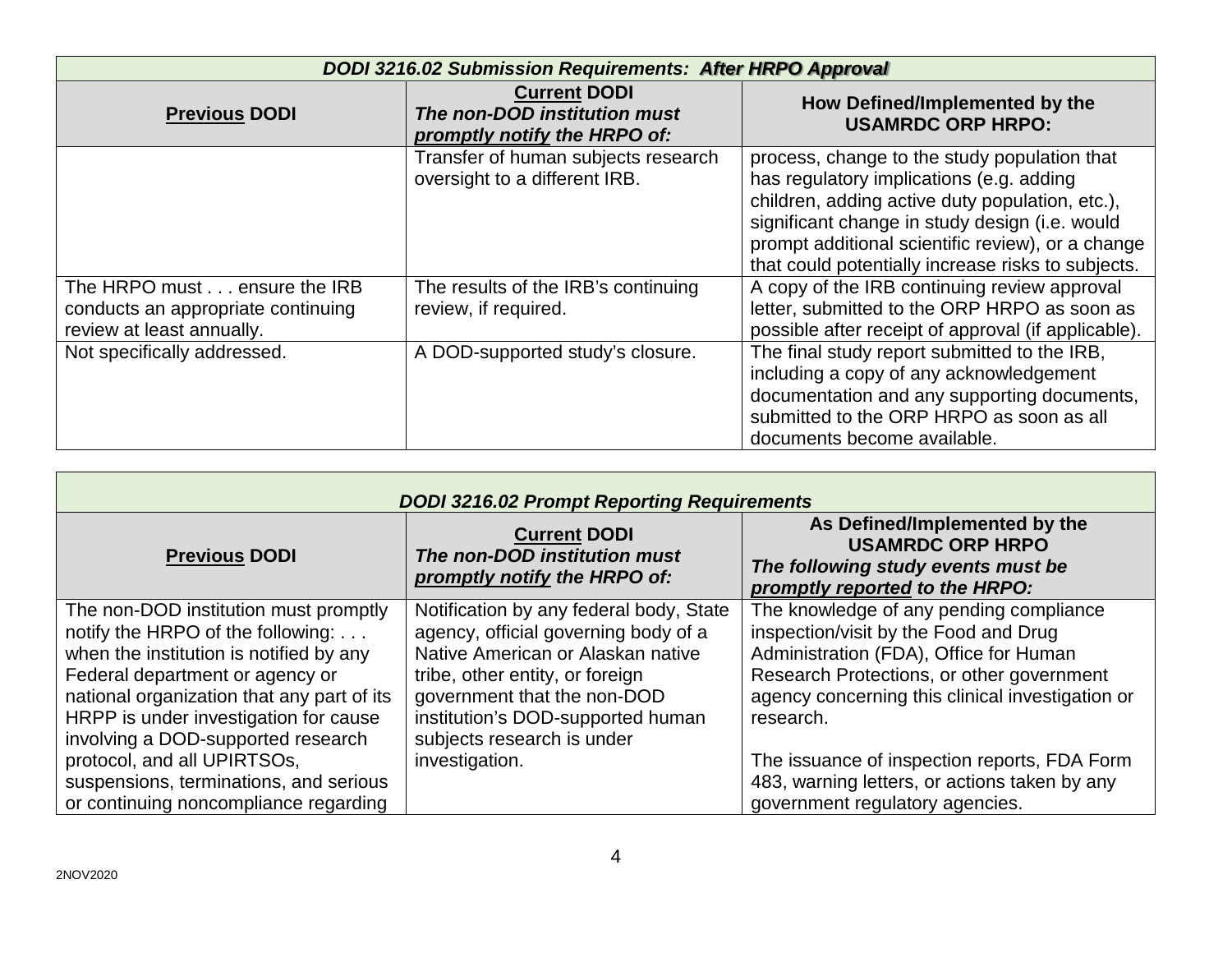| *DODI 3216.02 Submission Requirements: **After HRPO Approval*** | | |
|---|---|---|
| **Previous DODI** | **Current DODI** *The non-DOD institution must **promptly notify** the HRPO of:* | **How Defined/Implemented by the USAMRDC ORP HRPO:** |
| | Transfer of human subjects research oversight to a different IRB. | process, change to the study population that has regulatory implications (e.g. adding children, adding active duty population, etc.), significant change in study design (i.e. would prompt additional scientific review), or a change that could potentially increase risks to subjects. |
| The HRPO must . . . ensure the IRB conducts an appropriate continuing review at least annually. | The results of the IRB's continuing review, if required. | A copy of the IRB continuing review approval letter, submitted to the ORP HRPO as soon as possible after receipt of approval (if applicable). |
| Not specifically addressed. | A DOD-supported study's closure. | The final study report submitted to the IRB, including a copy of any acknowledgement documentation and any supporting documents, submitted to the ORP HRPO as soon as all documents become available. |

| *DODI 3216.02 Prompt Reporting Requirements* | | |
|---|---|---|
| **Previous DODI** | **Current DODI** *The non-DOD institution must **promptly notify** the HRPO of:* | **As Defined/Implemented by the USAMRDC ORP HRPO** *The following study events must be **promptly reported** to the HRPO:* |
| The non-DOD institution must promptly notify the HRPO of the following: . . . when the institution is notified by any Federal department or agency or national organization that any part of its HRPP is under investigation for cause involving a DOD-supported research protocol, and all UPIRTSOs, suspensions, terminations, and serious or continuing noncompliance regarding | Notification by any federal body, State agency, official governing body of a Native American or Alaskan native tribe, other entity, or foreign government that the non-DOD institution's DOD-supported human subjects research is under investigation. | The knowledge of any pending compliance inspection/visit by the Food and Drug Administration (FDA), Office for Human Research Protections, or other government agency concerning this clinical investigation or research.<br><br>The issuance of inspection reports, FDA Form 483, warning letters, or actions taken by any government regulatory agencies. |

2NOV2020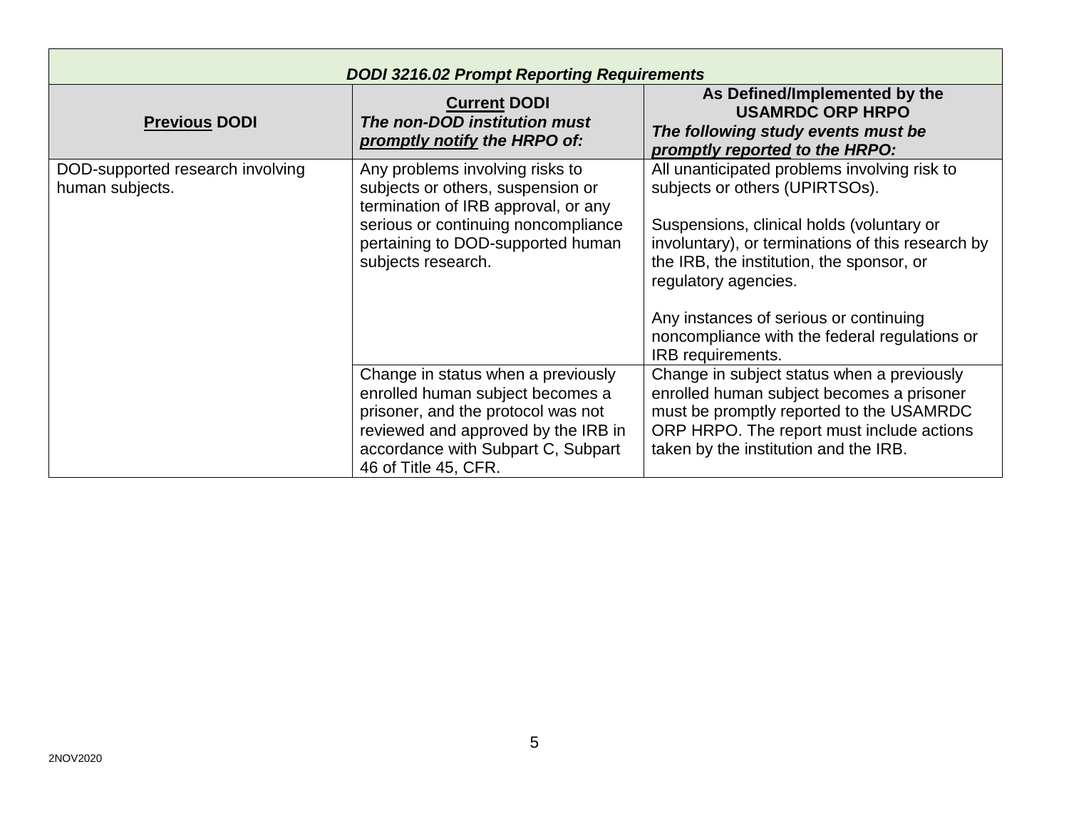| DODI 3216.02 Prompt Reporting Requirements | | |
|---|---|---|
| **Previous DODI** | **Current DODI** ***The non-DOD institution must promptly notify the HRPO of:*** | **As Defined/Implemented by the USAMRDC ORP HRPO** ***The following study events must be promptly reported to the HRPO:*** |
| DOD-supported research involving human subjects. | Any problems involving risks to subjects or others, suspension or termination of IRB approval, or any serious or continuing noncompliance pertaining to DOD-supported human subjects research. | All unanticipated problems involving risk to subjects or others (UPIRTSOs).<br><br>Suspensions, clinical holds (voluntary or involuntary), or terminations of this research by the IRB, the institution, the sponsor, or regulatory agencies.<br><br>Any instances of serious or continuing noncompliance with the federal regulations or IRB requirements. |
| | Change in status when a previously enrolled human subject becomes a prisoner, and the protocol was not reviewed and approved by the IRB in accordance with Subpart C, Subpart 46 of Title 45, CFR. | Change in subject status when a previously enrolled human subject becomes a prisoner must be promptly reported to the USAMRDC ORP HRPO. The report must include actions taken by the institution and the IRB. |

2NOV2020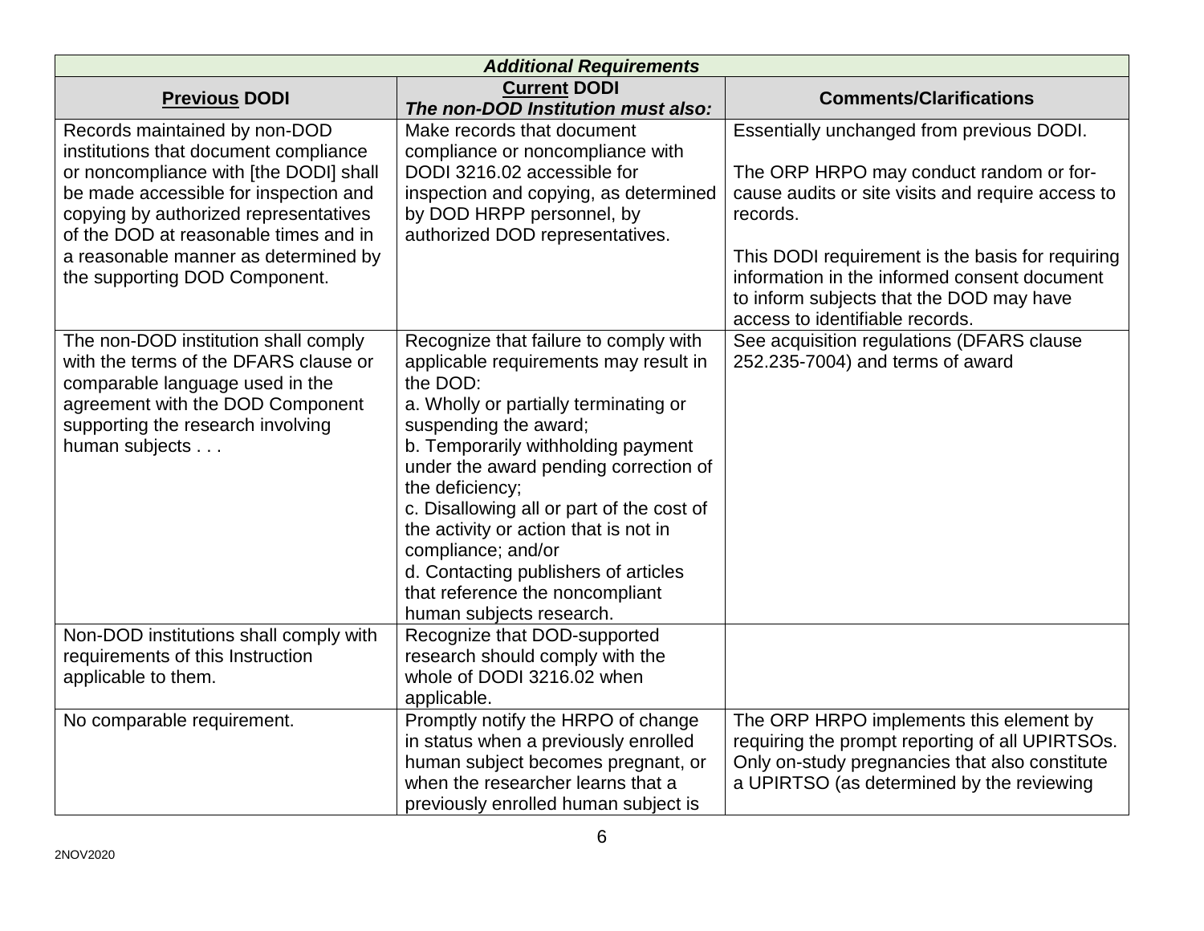| *Additional Requirements* | | |
|---|---|---|
| **Previous DODI** | **Current DODI** *The non-DOD Institution must also:* | **Comments/Clarifications** |
| Records maintained by non-DOD institutions that document compliance or noncompliance with [the DODI] shall be made accessible for inspection and copying by authorized representatives of the DOD at reasonable times and in a reasonable manner as determined by the supporting DOD Component. | Make records that document compliance or noncompliance with DODI 3216.02 accessible for inspection and copying, as determined by DOD HRPP personnel, by authorized DOD representatives. | Essentially unchanged from previous DODI.<br><br>The ORP HRPO may conduct random or for-cause audits or site visits and require access to records.<br><br>This DODI requirement is the basis for requiring information in the informed consent document to inform subjects that the DOD may have access to identifiable records. |
| The non-DOD institution shall comply with the terms of the DFARS clause or comparable language used in the agreement with the DOD Component supporting the research involving human subjects . . . | Recognize that failure to comply with applicable requirements may result in the DOD:<br>a. Wholly or partially terminating or suspending the award;<br>b. Temporarily withholding payment under the award pending correction of the deficiency;<br>c. Disallowing all or part of the cost of the activity or action that is not in compliance; and/or<br>d. Contacting publishers of articles that reference the noncompliant human subjects research. | See acquisition regulations (DFARS clause 252.235-7004) and terms of award |
| Non-DOD institutions shall comply with requirements of this Instruction applicable to them. | Recognize that DOD-supported research should comply with the whole of DODI 3216.02 when applicable. | |
| No comparable requirement. | Promptly notify the HRPO of change in status when a previously enrolled human subject becomes pregnant, or when the researcher learns that a previously enrolled human subject is | The ORP HRPO implements this element by requiring the prompt reporting of all UPIRTSOs. Only on-study pregnancies that also constitute a UPIRTSO (as determined by the reviewing |

2NOV2020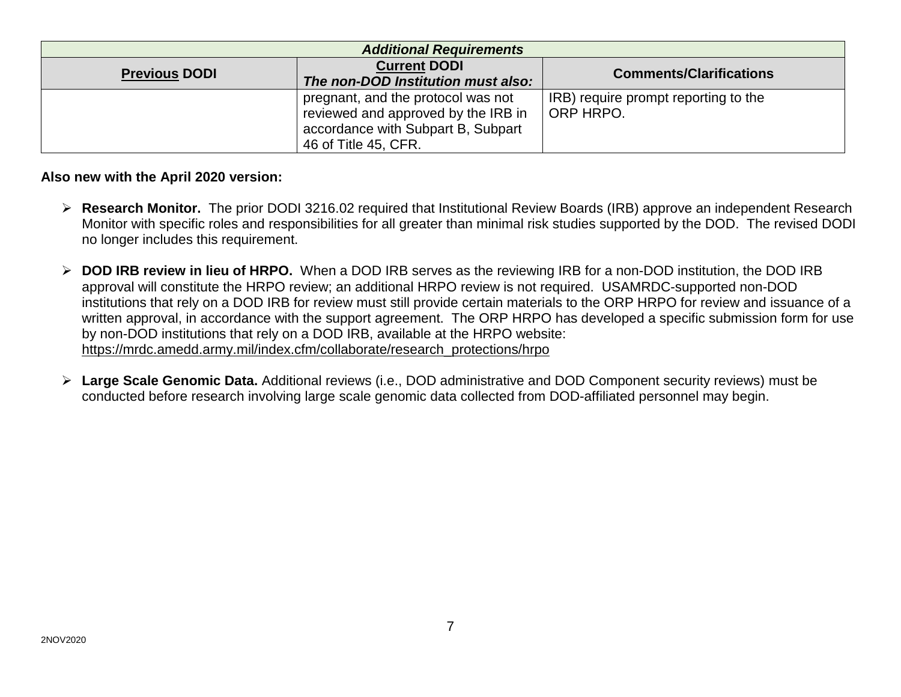| *Additional Requirements* | | |
| --- | --- | --- |
| **Previous DODI** | **Current DODI** ***The non-DOD Institution must also:*** | **Comments/Clarifications** |
| | pregnant, and the protocol was not reviewed and approved by the IRB in accordance with Subpart B, Subpart 46 of Title 45, CFR. | IRB) require prompt reporting to the ORP HRPO. |

**Also new with the April 2020 version:**

- **Research Monitor.** The prior DODI 3216.02 required that Institutional Review Boards (IRB) approve an independent Research Monitor with specific roles and responsibilities for all greater than minimal risk studies supported by the DOD. The revised DODI no longer includes this requirement.

- **DOD IRB review in lieu of HRPO.** When a DOD IRB serves as the reviewing IRB for a non-DOD institution, the DOD IRB approval will constitute the HRPO review; an additional HRPO review is not required. USAMRDC-supported non-DOD institutions that rely on a DOD IRB for review must still provide certain materials to the ORP HRPO for review and issuance of a written approval, in accordance with the support agreement. The ORP HRPO has developed a specific submission form for use by non-DOD institutions that rely on a DOD IRB, available at the HRPO website: https://mrdc.amedd.army.mil/index.cfm/collaborate/research_protections/hrpo

- **Large Scale Genomic Data.** Additional reviews (i.e., DOD administrative and DOD Component security reviews) must be conducted before research involving large scale genomic data collected from DOD-affiliated personnel may begin.